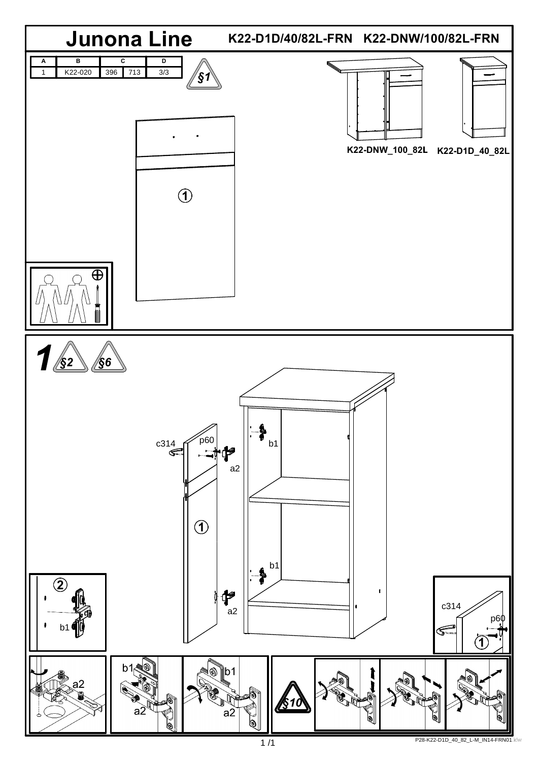# Junona Line

K22-D1D/40/82L-FRN   K22-DNW/100/82L-FRN

| A | B | C | | D |
|---|---|---|---|---|
| 1 | K22-020 | 396 | 713 | 3/3 |

§1

K22-DNW_100_82L   K22-D1D_40_82L

1

1 §2 §6

c314 p60 b1 a2 b1 a2

2 b1

c314 p60 1

a2 b1 a2 b1 a2

§10

P28-K22-D1D_40_82_L-M_IN14-FRN01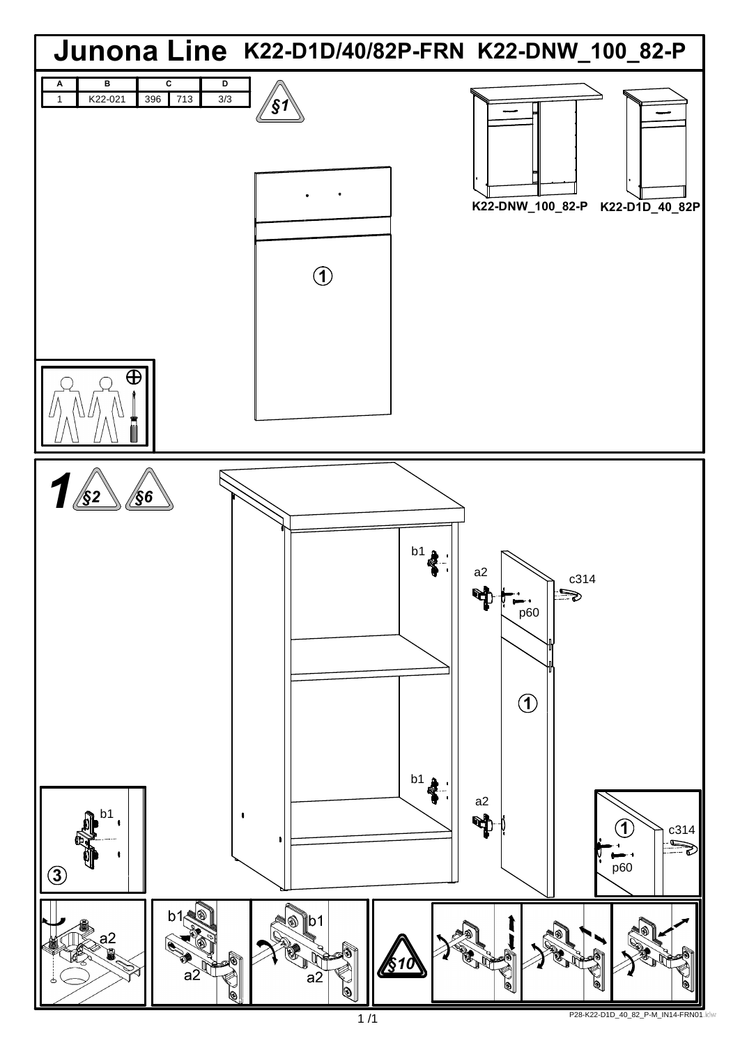# Junona Line K22-D1D/40/82P-FRN K22-DNW_100_82-P

| A | B | C | | D |
|---|---|---|---|---|
| 1 | K22-021 | 396 | 713 | 3/3 |

§1

①

K22-DNW_100_82-P K22-D1D_40_82P

## 1 §2 §6

b1

a2

c314

p60

①

b1

a2

b1

③

①

c314

p60

a2

b1

a2

b1

a2

§10

P28-K22-D1D_40_82_P-M_IN14-FRN01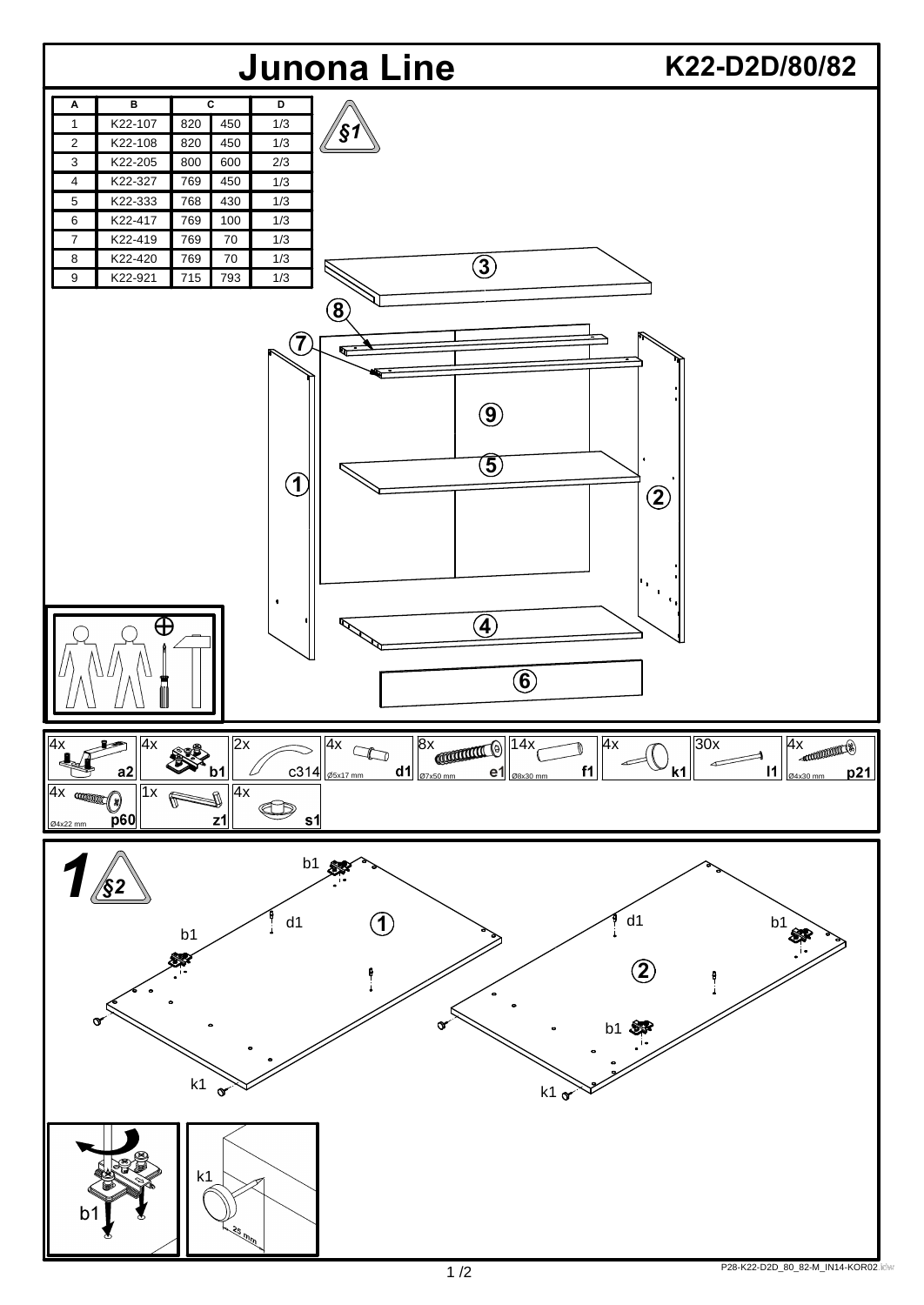# Junona Line

## K22-D2D/80/82

| A | B | C | | D |
|---|---|---|---|---|
| 1 | K22-107 | 820 | 450 | 1/3 |
| 2 | K22-108 | 820 | 450 | 1/3 |
| 3 | K22-205 | 800 | 600 | 2/3 |
| 4 | K22-327 | 769 | 450 | 1/3 |
| 5 | K22-333 | 768 | 430 | 1/3 |
| 6 | K22-417 | 769 | 100 | 1/3 |
| 7 | K22-419 | 769 | 70 | 1/3 |
| 8 | K22-420 | 769 | 70 | 1/3 |
| 9 | K22-921 | 715 | 793 | 1/3 |

§1

3 8 7 9 5 1 2 4 6

| | | | | | | | | |
|---|---|---|---|---|---|---|---|---|
| 4x a2 | 4x b1 | 2x c314 | 4x Ø5x17 mm d1 | 8x Ø7x50 mm e1 | 14x Ø8x30 mm f1 | 4x k1 | 30x l1 | 4x Ø4x30 mm p21 |
| 4x Ø4x22 mm p60 | 1x z1 | 4x s1 | | | | | | |

**1** §2

b1, d1, 1, b1, k1

d1, b1, 2, b1, k1

b1

k1, 25 mm

P28-K22-D2D_80_82-M_IN14-KOR02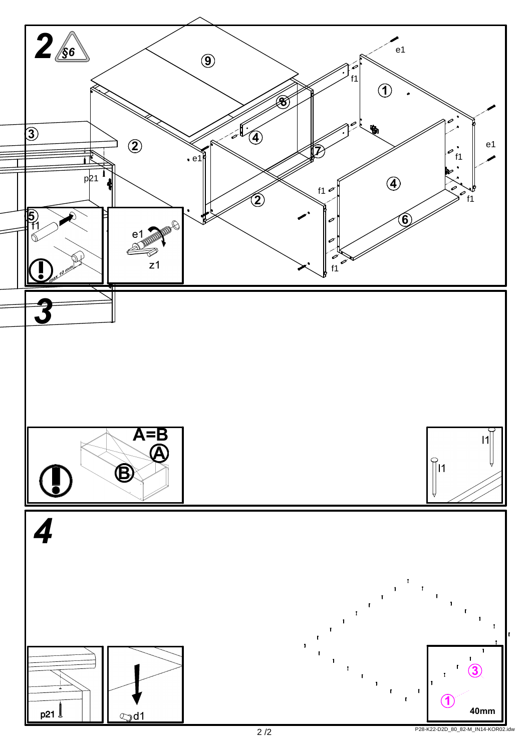2

§6

9

1

8

4

3

2

e1

f1

p21

7

4

2

6

5

f1

e1

z1

max 10 mm

3

A=B

A

B

l1

l1

4

p21

d1

3

1

40mm